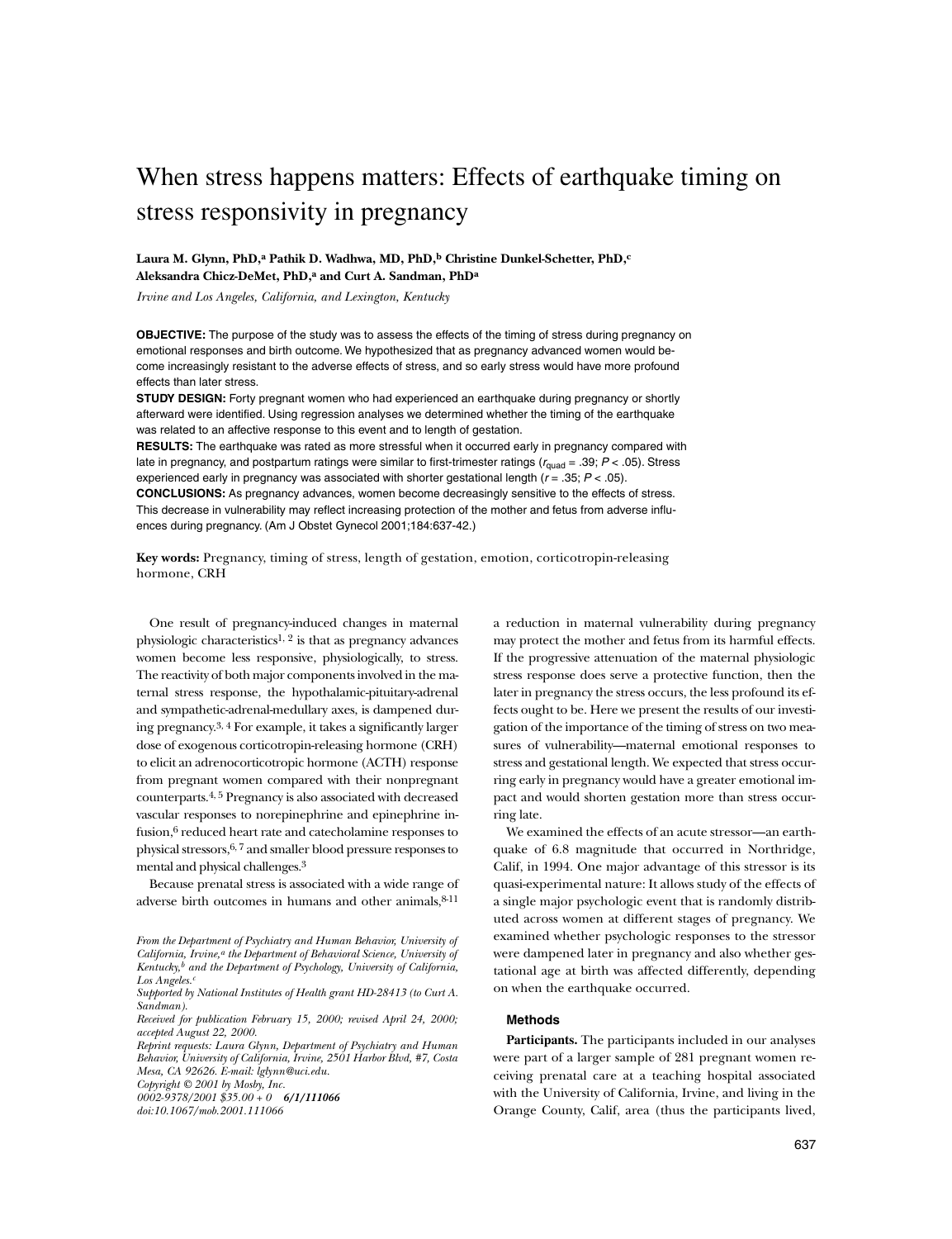# When stress happens matters: Effects of earthquake timing on stress responsivity in pregnancy

**Laura M. Glynn, PhD,[a] Pathik D. Wadhwa, MD, PhD,[b] Christine Dunkel-Schetter, PhD,[c] Aleksandra Chicz-DeMet, PhD,[a] and Curt A. Sandman, PhD[a]**

*Irvine and Los Angeles, California, and Lexington, Kentucky*

**OBJECTIVE:** The purpose of the study was to assess the effects of the timing of stress during pregnancy on emotional responses and birth outcome. We hypothesized that as pregnancy advanced women would become increasingly resistant to the adverse effects of stress, and so early stress would have more profound effects than later stress.

**STUDY DESIGN:** Forty pregnant women who had experienced an earthquake during pregnancy or shortly afterward were identified. Using regression analyses we determined whether the timing of the earthquake was related to an affective response to this event and to length of gestation.

**RESULTS:** The earthquake was rated as more stressful when it occurred early in pregnancy compared with late in pregnancy, and postpartum ratings were similar to first-trimester ratings ($r_{quad} = .39$; $P < .05$). Stress experienced early in pregnancy was associated with shorter gestational length ($r = .35$; $P < .05$).

**CONCLUSIONS:** As pregnancy advances, women become decreasingly sensitive to the effects of stress. This decrease in vulnerability may reflect increasing protection of the mother and fetus from adverse influences during pregnancy. (Am J Obstet Gynecol 2001;184:637-42.)

**Key words:** Pregnancy, timing of stress, length of gestation, emotion, corticotropin-releasing hormone, CRH

One result of pregnancy-induced changes in maternal physiologic characteristics[1, 2] is that as pregnancy advances women become less responsive, physiologically, to stress. The reactivity of both major components involved in the maternal stress response, the hypothalamic-pituitary-adrenal and sympathetic-adrenal-medullary axes, is dampened during pregnancy.[3, 4] For example, it takes a significantly larger dose of exogenous corticotropin-releasing hormone (CRH) to elicit an adrenocorticotropic hormone (ACTH) response from pregnant women compared with their nonpregnant counterparts.[4, 5] Pregnancy is also associated with decreased vascular responses to norepinephrine and epinephrine infusion,[6] reduced heart rate and catecholamine responses to physical stressors,[6, 7] and smaller blood pressure responses to mental and physical challenges.[3]

Because prenatal stress is associated with a wide range of adverse birth outcomes in humans and other animals,[8-11] a reduction in maternal vulnerability during pregnancy may protect the mother and fetus from its harmful effects. If the progressive attenuation of the maternal physiologic stress response does serve a protective function, then the later in pregnancy the stress occurs, the less profound its effects ought to be. Here we present the results of our investigation of the importance of the timing of stress on two measures of vulnerability—maternal emotional responses to stress and gestational length. We expected that stress occurring early in pregnancy would have a greater emotional impact and would shorten gestation more than stress occurring late.

We examined the effects of an acute stressor—an earthquake of 6.8 magnitude that occurred in Northridge, Calif, in 1994. One major advantage of this stressor is its quasi-experimental nature: It allows study of the effects of a single major psychologic event that is randomly distributed across women at different stages of pregnancy. We examined whether psychologic responses to the stressor were dampened later in pregnancy and also whether gestational age at birth was affected differently, depending on when the earthquake occurred.

*From the Department of Psychiatry and Human Behavior, University of California, Irvine,[a] the Department of Behavioral Science, University of Kentucky,[b] and the Department of Psychology, University of California, Los Angeles.[c]*

*Supported by National Institutes of Health grant HD-28413 (to Curt A. Sandman).*

*Received for publication February 15, 2000; revised April 24, 2000; accepted August 22, 2000.*

*Reprint requests: Laura Glynn, Department of Psychiatry and Human Behavior, University of California, Irvine, 2501 Harbor Blvd, #7, Costa Mesa, CA 92626. E-mail: lglynn@uci.edu.*

*Copyright © 2001 by Mosby, Inc.*

*0002-9378/2001 $35.00 + 0* ***6/1/111066***

*doi:10.1067/mob.2001.111066*

## Methods

**Participants.** The participants included in our analyses were part of a larger sample of 281 pregnant women receiving prenatal care at a teaching hospital associated with the University of California, Irvine, and living in the Orange County, Calif, area (thus the participants lived,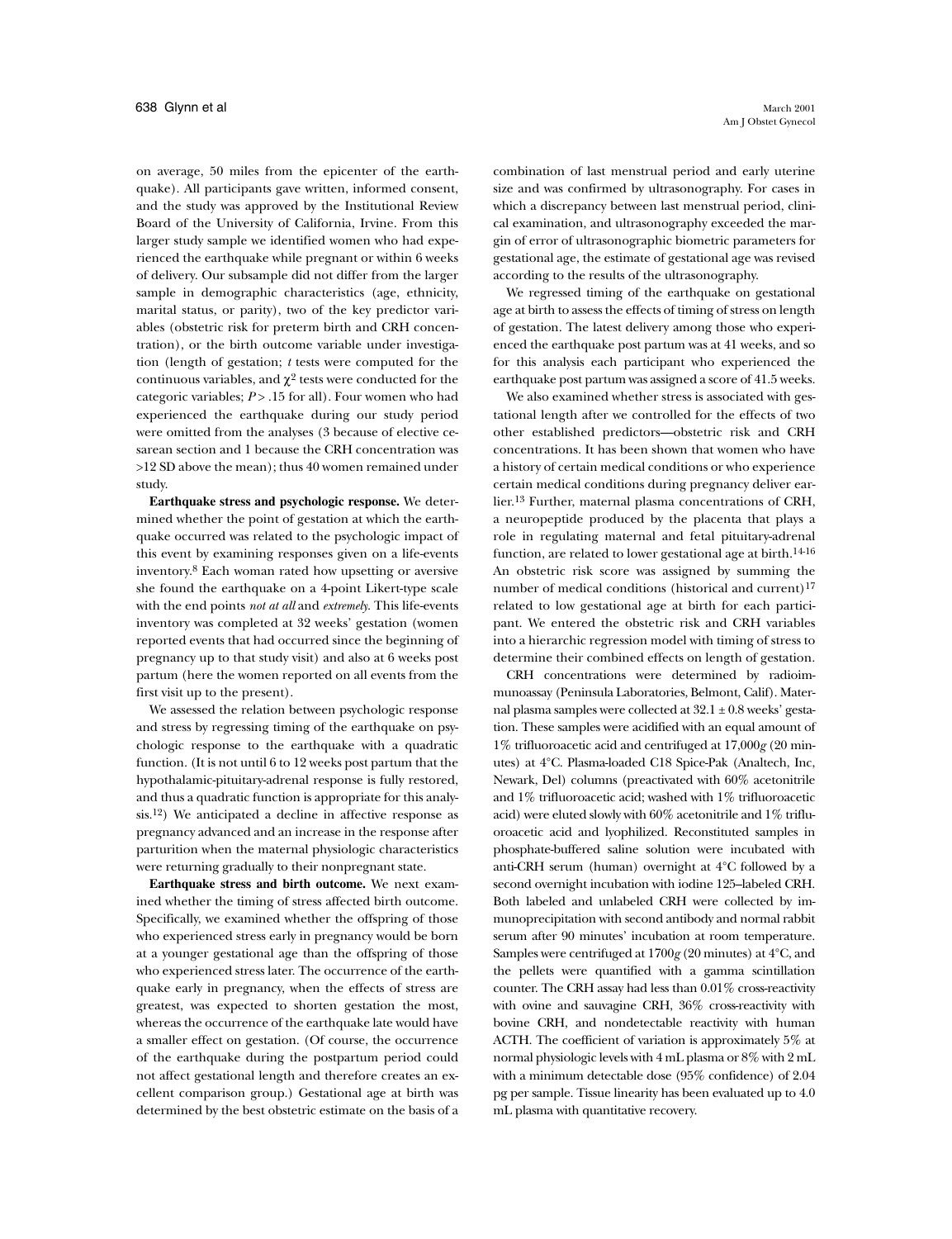on average, 50 miles from the epicenter of the earthquake). All participants gave written, informed consent, and the study was approved by the Institutional Review Board of the University of California, Irvine. From this larger study sample we identified women who had experienced the earthquake while pregnant or within 6 weeks of delivery. Our subsample did not differ from the larger sample in demographic characteristics (age, ethnicity, marital status, or parity), two of the key predictor variables (obstetric risk for preterm birth and CRH concentration), or the birth outcome variable under investigation (length of gestation; *t* tests were computed for the continuous variables, and $\chi^2$ tests were conducted for the categoric variables; $P > .15$ for all). Four women who had experienced the earthquake during our study period were omitted from the analyses (3 because of elective cesarean section and 1 because the CRH concentration was >12 SD above the mean); thus 40 women remained under study.

**Earthquake stress and psychologic response.** We determined whether the point of gestation at which the earthquake occurred was related to the psychologic impact of this event by examining responses given on a life-events inventory.[8] Each woman rated how upsetting or aversive she found the earthquake on a 4-point Likert-type scale with the end points *not at all* and *extremely*. This life-events inventory was completed at 32 weeks' gestation (women reported events that had occurred since the beginning of pregnancy up to that study visit) and also at 6 weeks post partum (here the women reported on all events from the first visit up to the present).

We assessed the relation between psychologic response and stress by regressing timing of the earthquake on psychologic response to the earthquake with a quadratic function. (It is not until 6 to 12 weeks post partum that the hypothalamic-pituitary-adrenal response is fully restored, and thus a quadratic function is appropriate for this analysis.[12]) We anticipated a decline in affective response as pregnancy advanced and an increase in the response after parturition when the maternal physiologic characteristics were returning gradually to their nonpregnant state.

**Earthquake stress and birth outcome.** We next examined whether the timing of stress affected birth outcome. Specifically, we examined whether the offspring of those who experienced stress early in pregnancy would be born at a younger gestational age than the offspring of those who experienced stress later. The occurrence of the earthquake early in pregnancy, when the effects of stress are greatest, was expected to shorten gestation the most, whereas the occurrence of the earthquake late would have a smaller effect on gestation. (Of course, the occurrence of the earthquake during the postpartum period could not affect gestational length and therefore creates an excellent comparison group.) Gestational age at birth was determined by the best obstetric estimate on the basis of a combination of last menstrual period and early uterine size and was confirmed by ultrasonography. For cases in which a discrepancy between last menstrual period, clinical examination, and ultrasonography exceeded the margin of error of ultrasonographic biometric parameters for gestational age, the estimate of gestational age was revised according to the results of the ultrasonography.

We regressed timing of the earthquake on gestational age at birth to assess the effects of timing of stress on length of gestation. The latest delivery among those who experienced the earthquake post partum was at 41 weeks, and so for this analysis each participant who experienced the earthquake post partum was assigned a score of 41.5 weeks.

We also examined whether stress is associated with gestational length after we controlled for the effects of two other established predictors—obstetric risk and CRH concentrations. It has been shown that women who have a history of certain medical conditions or who experience certain medical conditions during pregnancy deliver earlier.[13] Further, maternal plasma concentrations of CRH, a neuropeptide produced by the placenta that plays a role in regulating maternal and fetal pituitary-adrenal function, are related to lower gestational age at birth.[14-16] An obstetric risk score was assigned by summing the number of medical conditions (historical and current)[17] related to low gestational age at birth for each participant. We entered the obstetric risk and CRH variables into a hierarchic regression model with timing of stress to determine their combined effects on length of gestation.

CRH concentrations were determined by radioimmunoassay (Peninsula Laboratories, Belmont, Calif). Maternal plasma samples were collected at 32.1 ± 0.8 weeks' gestation. These samples were acidified with an equal amount of 1% trifluoroacetic acid and centrifuged at 17,000*g* (20 minutes) at 4°C. Plasma-loaded C18 Spice-Pak (Analtech, Inc, Newark, Del) columns (preactivated with 60% acetonitrile and 1% trifluoroacetic acid; washed with 1% trifluoroacetic acid) were eluted slowly with 60% acetonitrile and 1% trifluoroacetic acid and lyophilized. Reconstituted samples in phosphate-buffered saline solution were incubated with anti-CRH serum (human) overnight at 4°C followed by a second overnight incubation with iodine 125–labeled CRH. Both labeled and unlabeled CRH were collected by immunoprecipitation with second antibody and normal rabbit serum after 90 minutes' incubation at room temperature. Samples were centrifuged at 1700*g* (20 minutes) at 4°C, and the pellets were quantified with a gamma scintillation counter. The CRH assay had less than 0.01% cross-reactivity with ovine and sauvagine CRH, 36% cross-reactivity with bovine CRH, and nondetectable reactivity with human ACTH. The coefficient of variation is approximately 5% at normal physiologic levels with 4 mL plasma or 8% with 2 mL with a minimum detectable dose (95% confidence) of 2.04 pg per sample. Tissue linearity has been evaluated up to 4.0 mL plasma with quantitative recovery.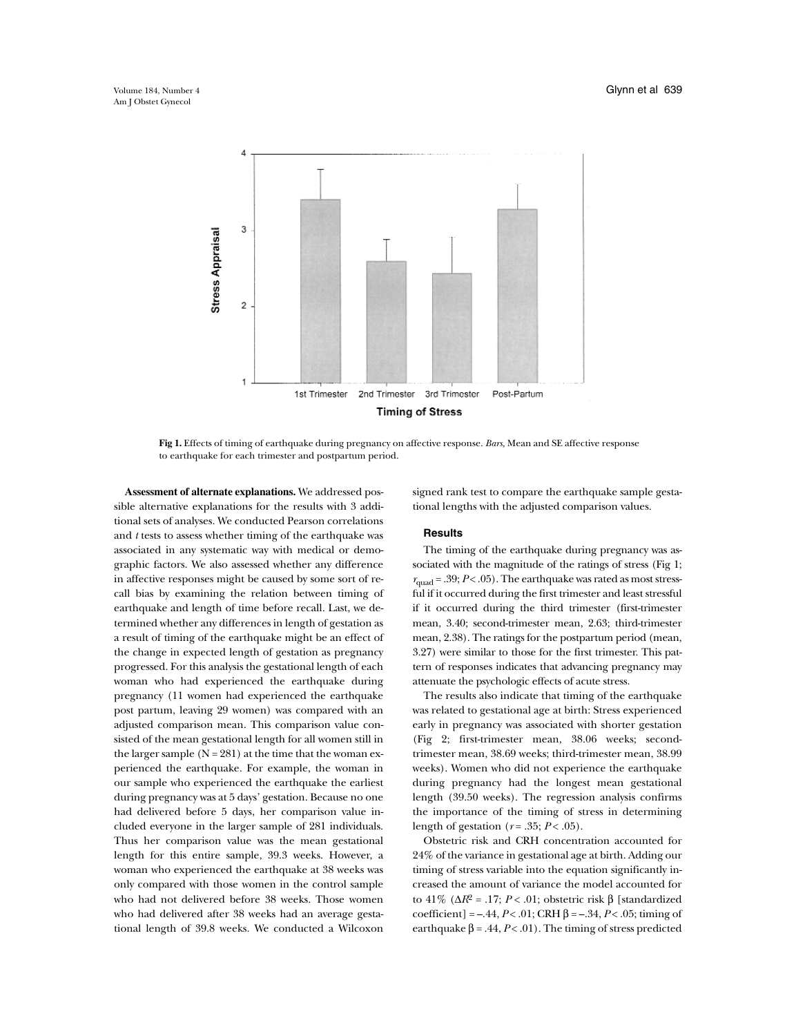**Fig 1.** Effects of timing of earthquake during pregnancy on affective response. *Bars,* Mean and SE affective response to earthquake for each trimester and postpartum period.

**Assessment of alternate explanations.** We addressed possible alternative explanations for the results with 3 additional sets of analyses. We conducted Pearson correlations and *t* tests to assess whether timing of the earthquake was associated in any systematic way with medical or demographic factors. We also assessed whether any difference in affective responses might be caused by some sort of recall bias by examining the relation between timing of earthquake and length of time before recall. Last, we determined whether any differences in length of gestation as a result of timing of the earthquake might be an effect of the change in expected length of gestation as pregnancy progressed. For this analysis the gestational length of each woman who had experienced the earthquake during pregnancy (11 women had experienced the earthquake post partum, leaving 29 women) was compared with an adjusted comparison mean. This comparison value consisted of the mean gestational length for all women still in the larger sample (N = 281) at the time that the woman experienced the earthquake. For example, the woman in our sample who experienced the earthquake the earliest during pregnancy was at 5 days' gestation. Because no one had delivered before 5 days, her comparison value included everyone in the larger sample of 281 individuals. Thus her comparison value was the mean gestational length for this entire sample, 39.3 weeks. However, a woman who experienced the earthquake at 38 weeks was only compared with those women in the control sample who had not delivered before 38 weeks. Those women who had delivered after 38 weeks had an average gestational length of 39.8 weeks. We conducted a Wilcoxon signed rank test to compare the earthquake sample gestational lengths with the adjusted comparison values.

## Results

The timing of the earthquake during pregnancy was associated with the magnitude of the ratings of stress (Fig 1; $r_{quad} = .39$; $P < .05$). The earthquake was rated as most stressful if it occurred during the first trimester and least stressful if it occurred during the third trimester (first-trimester mean, 3.40; second-trimester mean, 2.63; third-trimester mean, 2.38). The ratings for the postpartum period (mean, 3.27) were similar to those for the first trimester. This pattern of responses indicates that advancing pregnancy may attenuate the psychologic effects of acute stress.

The results also indicate that timing of the earthquake was related to gestational age at birth: Stress experienced early in pregnancy was associated with shorter gestation (Fig 2; first-trimester mean, 38.06 weeks; second-trimester mean, 38.69 weeks; third-trimester mean, 38.99 weeks). Women who did not experience the earthquake during pregnancy had the longest mean gestational length (39.50 weeks). The regression analysis confirms the importance of the timing of stress in determining length of gestation ($r = .35$; $P < .05$).

Obstetric risk and CRH concentration accounted for 24% of the variance in gestational age at birth. Adding our timing of stress variable into the equation significantly increased the amount of variance the model accounted for to 41% ($\Delta R^2 = .17$; $P < .01$; obstetric risk $\beta$ [standardized coefficient] = –.44, $P < .01$; CRH $\beta$ = –.34, $P < .05$; timing of earthquake $\beta$ = .44, $P < .01$). The timing of stress predicted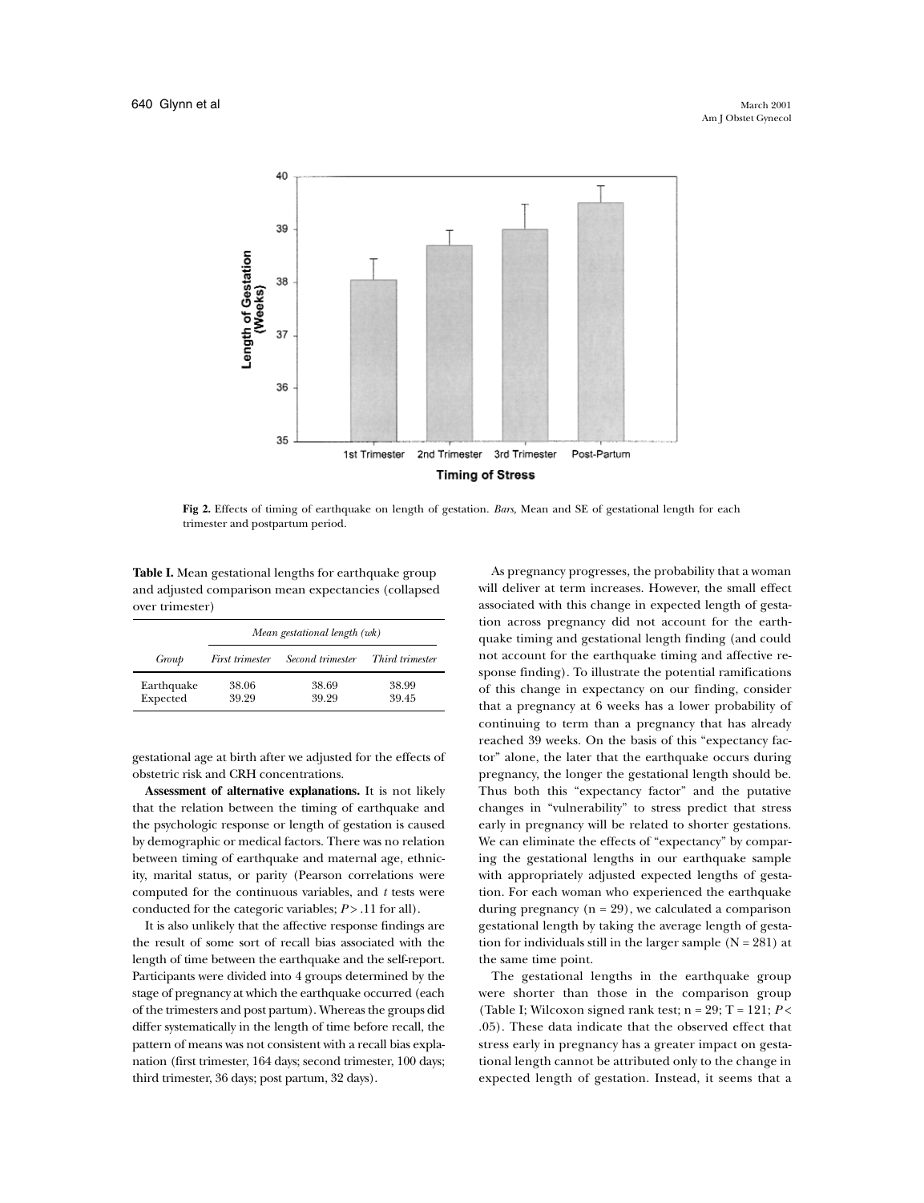**Fig 2.** Effects of timing of earthquake on length of gestation. *Bars,* Mean and SE of gestational length for each trimester and postpartum period.

**Table I.** Mean gestational lengths for earthquake group and adjusted comparison mean expectancies (collapsed over trimester)

| | *Mean gestational length (wk)* | | |
|---|---|---|---|
| *Group* | *First trimester* | *Second trimester* | *Third trimester* |
| Earthquake | 38.06 | 38.69 | 38.99 |
| Expected | 39.29 | 39.29 | 39.45 |

gestational age at birth after we adjusted for the effects of obstetric risk and CRH concentrations.

**Assessment of alternative explanations.** It is not likely that the relation between the timing of earthquake and the psychologic response or length of gestation is caused by demographic or medical factors. There was no relation between timing of earthquake and maternal age, ethnicity, marital status, or parity (Pearson correlations were computed for the continuous variables, and *t* tests were conducted for the categoric variables; $P > .11$ for all).

It is also unlikely that the affective response findings are the result of some sort of recall bias associated with the length of time between the earthquake and the self-report. Participants were divided into 4 groups determined by the stage of pregnancy at which the earthquake occurred (each of the trimesters and post partum). Whereas the groups did differ systematically in the length of time before recall, the pattern of means was not consistent with a recall bias explanation (first trimester, 164 days; second trimester, 100 days; third trimester, 36 days; post partum, 32 days).

As pregnancy progresses, the probability that a woman will deliver at term increases. However, the small effect associated with this change in expected length of gestation across pregnancy did not account for the earthquake timing and gestational length finding (and could not account for the earthquake timing and affective response finding). To illustrate the potential ramifications of this change in expectancy on our finding, consider that a pregnancy at 6 weeks has a lower probability of continuing to term than a pregnancy that has already reached 39 weeks. On the basis of this "expectancy factor" alone, the later that the earthquake occurs during pregnancy, the longer the gestational length should be. Thus both this "expectancy factor" and the putative changes in "vulnerability" to stress predict that stress early in pregnancy will be related to shorter gestations. We can eliminate the effects of "expectancy" by comparing the gestational lengths in our earthquake sample with appropriately adjusted expected lengths of gestation. For each woman who experienced the earthquake during pregnancy (n = 29), we calculated a comparison gestational length by taking the average length of gestation for individuals still in the larger sample (N = 281) at the same time point.

The gestational lengths in the earthquake group were shorter than those in the comparison group (Table I; Wilcoxon signed rank test; n = 29; T = 121; $P < .05$). These data indicate that the observed effect that stress early in pregnancy has a greater impact on gestational length cannot be attributed only to the change in expected length of gestation. Instead, it seems that a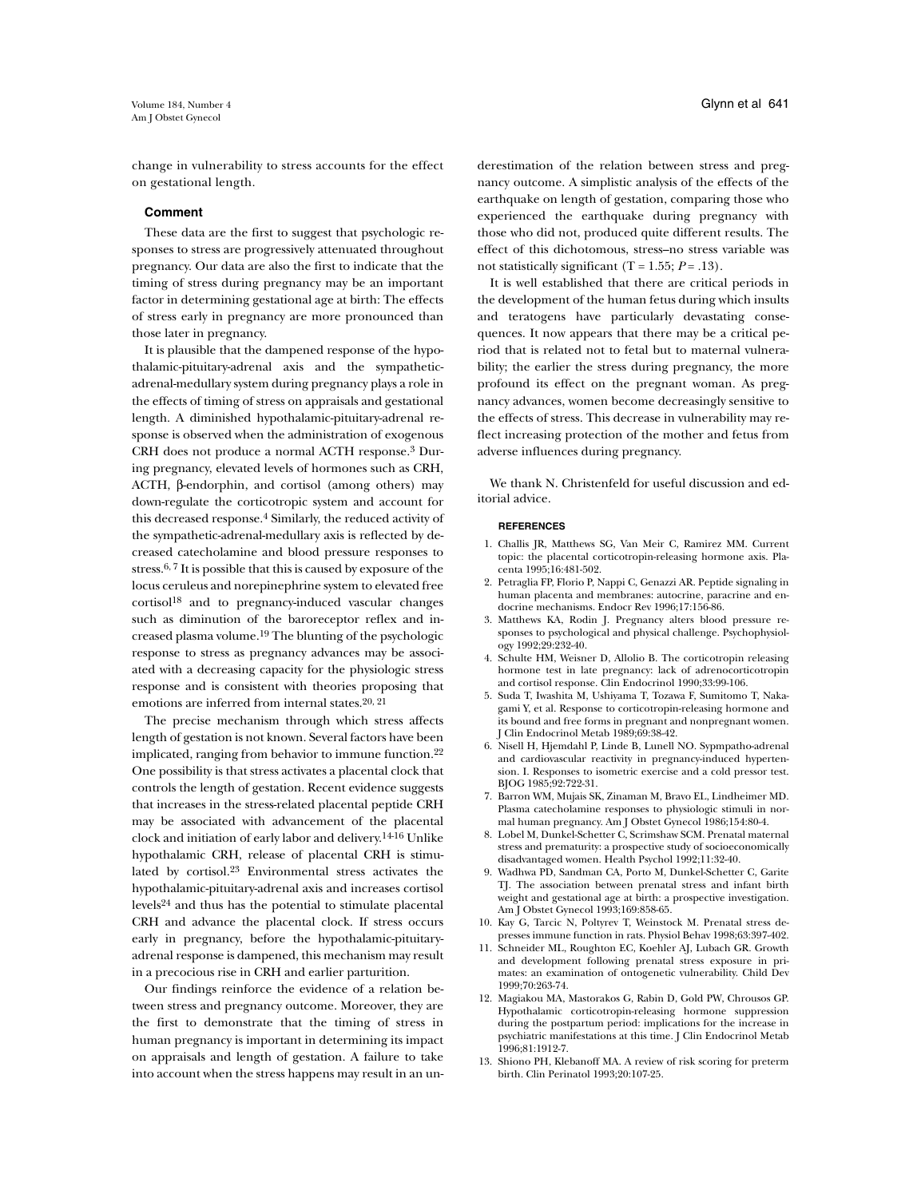change in vulnerability to stress accounts for the effect on gestational length.

## Comment

These data are the first to suggest that psychologic responses to stress are progressively attenuated throughout pregnancy. Our data are also the first to indicate that the timing of stress during pregnancy may be an important factor in determining gestational age at birth: The effects of stress early in pregnancy are more pronounced than those later in pregnancy.

It is plausible that the dampened response of the hypothalamic-pituitary-adrenal axis and the sympathetic-adrenal-medullary system during pregnancy plays a role in the effects of timing of stress on appraisals and gestational length. A diminished hypothalamic-pituitary-adrenal response is observed when the administration of exogenous CRH does not produce a normal ACTH response.[3] During pregnancy, elevated levels of hormones such as CRH, ACTH, β-endorphin, and cortisol (among others) may down-regulate the corticotropic system and account for this decreased response.[4] Similarly, the reduced activity of the sympathetic-adrenal-medullary axis is reflected by decreased catecholamine and blood pressure responses to stress.[6, 7] It is possible that this is caused by exposure of the locus ceruleus and norepinephrine system to elevated free cortisol[18] and to pregnancy-induced vascular changes such as diminution of the baroreceptor reflex and increased plasma volume.[19] The blunting of the psychologic response to stress as pregnancy advances may be associated with a decreasing capacity for the physiologic stress response and is consistent with theories proposing that emotions are inferred from internal states.[20, 21]

The precise mechanism through which stress affects length of gestation is not known. Several factors have been implicated, ranging from behavior to immune function.[22] One possibility is that stress activates a placental clock that controls the length of gestation. Recent evidence suggests that increases in the stress-related placental peptide CRH may be associated with advancement of the placental clock and initiation of early labor and delivery.[14-16] Unlike hypothalamic CRH, release of placental CRH is stimulated by cortisol.[23] Environmental stress activates the hypothalamic-pituitary-adrenal axis and increases cortisol levels[24] and thus has the potential to stimulate placental CRH and advance the placental clock. If stress occurs early in pregnancy, before the hypothalamic-pituitary-adrenal response is dampened, this mechanism may result in a precocious rise in CRH and earlier parturition.

Our findings reinforce the evidence of a relation between stress and pregnancy outcome. Moreover, they are the first to demonstrate that the timing of stress in human pregnancy is important in determining its impact on appraisals and length of gestation. A failure to take into account when the stress happens may result in an underestimation of the relation between stress and pregnancy outcome. A simplistic analysis of the effects of the earthquake on length of gestation, comparing those who experienced the earthquake during pregnancy with those who did not, produced quite different results. The effect of this dichotomous, stress–no stress variable was not statistically significant ($T = 1.55$; $P = .13$).

It is well established that there are critical periods in the development of the human fetus during which insults and teratogens have particularly devastating consequences. It now appears that there may be a critical period that is related not to fetal but to maternal vulnerability; the earlier the stress during pregnancy, the more profound its effect on the pregnant woman. As pregnancy advances, women become decreasingly sensitive to the effects of stress. This decrease in vulnerability may reflect increasing protection of the mother and fetus from adverse influences during pregnancy.

We thank N. Christenfeld for useful discussion and editorial advice.

### REFERENCES

1. Challis JR, Matthews SG, Van Meir C, Ramirez MM. Current topic: the placental corticotropin-releasing hormone axis. Placenta 1995;16:481-502.
2. Petraglia FP, Florio P, Nappi C, Genazzi AR. Peptide signaling in human placenta and membranes: autocrine, paracrine and endocrine mechanisms. Endocr Rev 1996;17:156-86.
3. Matthews KA, Rodin J. Pregnancy alters blood pressure responses to psychological and physical challenge. Psychophysiology 1992;29:232-40.
4. Schulte HM, Weisner D, Allolio B. The corticotropin releasing hormone test in late pregnancy: lack of adrenocorticotropin and cortisol response. Clin Endocrinol 1990;33:99-106.
5. Suda T, Iwashita M, Ushiyama T, Tozawa F, Sumitomo T, Nakagami Y, et al. Response to corticotropin-releasing hormone and its bound and free forms in pregnant and nonpregnant women. J Clin Endocrinol Metab 1989;69:38-42.
6. Nisell H, Hjemdahl P, Linde B, Lunell NO. Sympmpatho-adrenal and cardiovascular reactivity in pregnancy-induced hypertension. I. Responses to isometric exercise and a cold pressor test. BJOG 1985;92:722-31.
7. Barron WM, Mujais SK, Zinaman M, Bravo EL, Lindheimer MD. Plasma catecholamine responses to physiologic stimuli in normal human pregnancy. Am J Obstet Gynecol 1986;154:80-4.
8. Lobel M, Dunkel-Schetter C, Scrimshaw SCM. Prenatal maternal stress and prematurity: a prospective study of socioeconomically disadvantaged women. Health Psychol 1992;11:32-40.
9. Wadhwa PD, Sandman CA, Porto M, Dunkel-Schetter C, Garite TJ. The association between prenatal stress and infant birth weight and gestational age at birth: a prospective investigation. Am J Obstet Gynecol 1993;169:858-65.
10. Kay G, Tarcic N, Poltyrev T, Weinstock M. Prenatal stress depresses immune function in rats. Physiol Behav 1998;63:397-402.
11. Schneider ML, Roughton EC, Koehler AJ, Lubach GR. Growth and development following prenatal stress exposure in primates: an examination of ontogenetic vulnerability. Child Dev 1999;70:263-74.
12. Magiakou MA, Mastorakos G, Rabin D, Gold PW, Chrousos GP. Hypothalamic corticotropin-releasing hormone suppression during the postpartum period: implications for the increase in psychiatric manifestations at this time. J Clin Endocrinol Metab 1996;81:1912-7.
13. Shiono PH, Klebanoff MA. A review of risk scoring for preterm birth. Clin Perinatol 1993;20:107-25.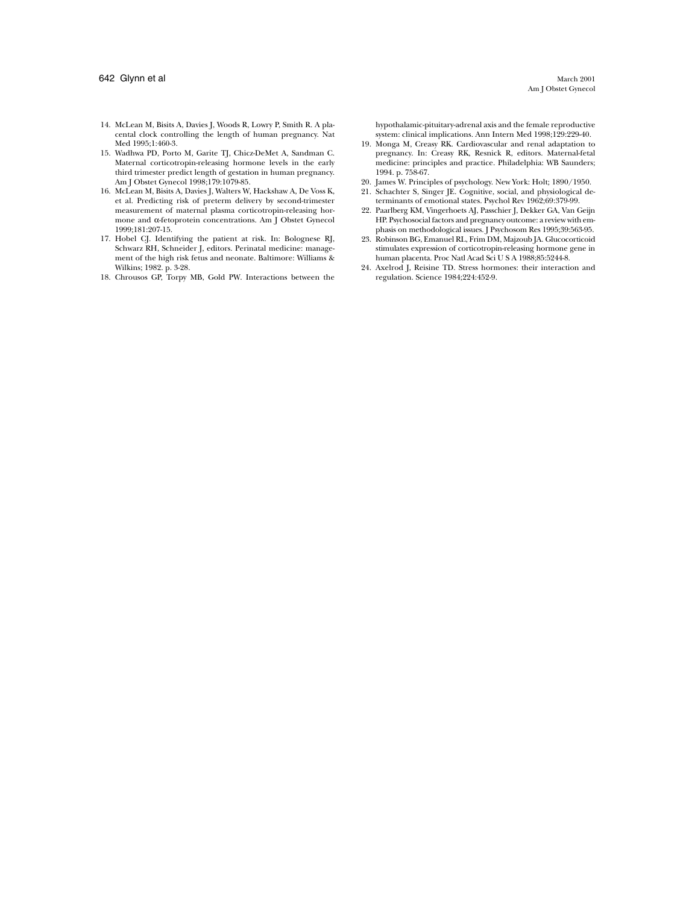14. McLean M, Bisits A, Davies J, Woods R, Lowry P, Smith R. A placental clock controlling the length of human pregnancy. Nat Med 1995;1:460-3.
15. Wadhwa PD, Porto M, Garite TJ, Chicz-DeMet A, Sandman C. Maternal corticotropin-releasing hormone levels in the early third trimester predict length of gestation in human pregnancy. Am J Obstet Gynecol 1998;179:1079-85.
16. McLean M, Bisits A, Davies J, Walters W, Hackshaw A, De Voss K, et al. Predicting risk of preterm delivery by second-trimester measurement of maternal plasma corticotropin-releasing hormone and α-fetoprotein concentrations. Am J Obstet Gynecol 1999;181:207-15.
17. Hobel CJ. Identifying the patient at risk. In: Bolognese RJ, Schwarz RH, Schneider J, editors. Perinatal medicine: management of the high risk fetus and neonate. Baltimore: Williams & Wilkins; 1982. p. 3-28.
18. Chrousos GP, Torpy MB, Gold PW. Interactions between the hypothalamic-pituitary-adrenal axis and the female reproductive system: clinical implications. Ann Intern Med 1998;129:229-40.
19. Monga M, Creasy RK. Cardiovascular and renal adaptation to pregnancy. In: Creasy RK, Resnick R, editors. Maternal-fetal medicine: principles and practice. Philadelphia: WB Saunders; 1994. p. 758-67.
20. James W. Principles of psychology. New York: Holt; 1890/1950.
21. Schachter S, Singer JE. Cognitive, social, and physiological determinants of emotional states. Psychol Rev 1962;69:379-99.
22. Paarlberg KM, Vingerhoets AJ, Passchier J, Dekker GA, Van Geijn HP. Psychosocial factors and pregnancy outcome: a review with emphasis on methodological issues. J Psychosom Res 1995;39:563-95.
23. Robinson BG, Emanuel RL, Frim DM, Majzoub JA. Glucocorticoid stimulates expression of corticotropin-releasing hormone gene in human placenta. Proc Natl Acad Sci U S A 1988;85:5244-8.
24. Axelrod J, Reisine TD. Stress hormones: their interaction and regulation. Science 1984;224:452-9.